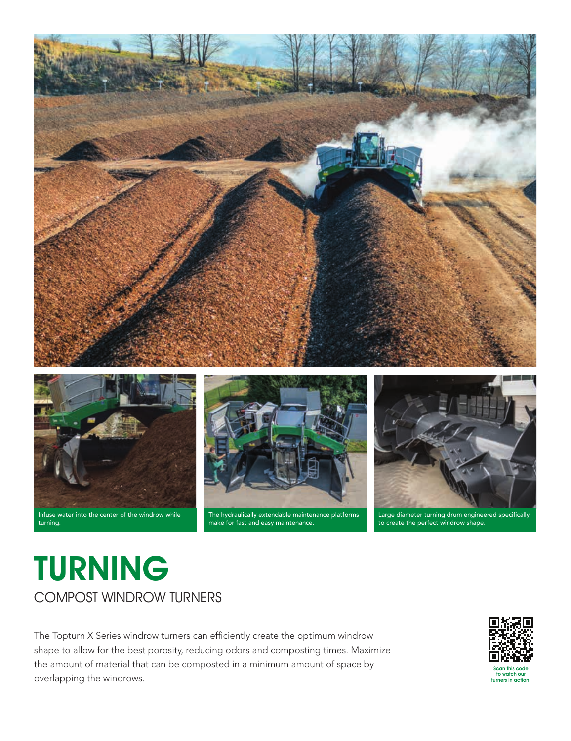Infuse water into the center of the windrow while turning.

The hydraulically extendable maintenance platforms make for fast and easy maintenance.

Large diameter turning drum engineered specifically to create the perfect windrow shape.

# TURNING

## COMPOST WINDROW TURNERS

The Topturn X Series windrow turners can efficiently create the optimum windrow shape to allow for the best porosity, reducing odors and composting times. Maximize the amount of material that can be composted in a minimum amount of space by overlapping the windrows.

Scan this code to watch our turners in action!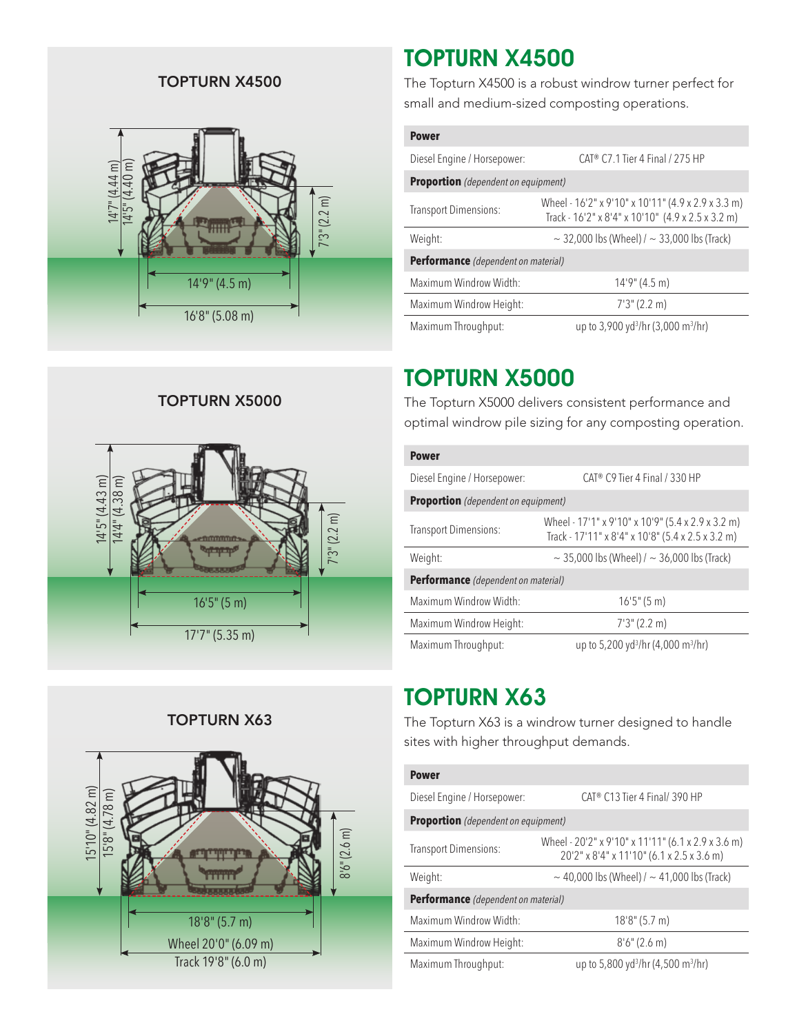## TOPTURN X4500

TOPTURN X4500

14'7" (4.44 m)
14'5" (4.40 m)
7'3" (2.2 m)
14'9" (4.5 m)
16'8" (5.08 m)

The Topturn X4500 is a robust windrow turner perfect for small and medium-sized composting operations.

| | |
|---|---|
| **Power** | |
| Diesel Engine / Horsepower: | CAT® C7.1 Tier 4 Final / 275 HP |
| **Proportion** *(dependent on equipment)* | |
| Transport Dimensions: | Wheel - 16'2" x 9'10" x 10'11" (4.9 x 2.9 x 3.3 m)<br>Track - 16'2" x 8'4" x 10'10" (4.9 x 2.5 x 3.2 m) |
| Weight: | ~ 32,000 lbs (Wheel) / ~ 33,000 lbs (Track) |
| **Performance** *(dependent on material)* | |
| Maximum Windrow Width: | 14'9" (4.5 m) |
| Maximum Windrow Height: | 7'3" (2.2 m) |
| Maximum Throughput: | up to 3,900 yd³/hr (3,000 m³/hr) |

## TOPTURN X5000

TOPTURN X5000

14'5" (4.43 m)
14'4" (4.38 m)
7'3" (2.2 m)
16'5" (5 m)
17'7" (5.35 m)

The Topturn X5000 delivers consistent performance and optimal windrow pile sizing for any composting operation.

| | |
|---|---|
| **Power** | |
| Diesel Engine / Horsepower: | CAT® C9 Tier 4 Final / 330 HP |
| **Proportion** *(dependent on equipment)* | |
| Transport Dimensions: | Wheel - 17'1" x 9'10" x 10'9" (5.4 x 2.9 x 3.2 m)<br>Track - 17'11" x 8'4" x 10'8" (5.4 x 2.5 x 3.2 m) |
| Weight: | ~ 35,000 lbs (Wheel) / ~ 36,000 lbs (Track) |
| **Performance** *(dependent on material)* | |
| Maximum Windrow Width: | 16'5" (5 m) |
| Maximum Windrow Height: | 7'3" (2.2 m) |
| Maximum Throughput: | up to 5,200 yd³/hr (4,000 m³/hr) |

## TOPTURN X63

TOPTURN X63

15'10" (4.82 m)
15'8" (4.78 m)
8'6" (2.6 m)
18'8" (5.7 m)
Wheel 20'0" (6.09 m)
Track 19'8" (6.0 m)

The Topturn X63 is a windrow turner designed to handle sites with higher throughput demands.

| | |
|---|---|
| **Power** | |
| Diesel Engine / Horsepower: | CAT® C13 Tier 4 Final/ 390 HP |
| **Proportion** *(dependent on equipment)* | |
| Transport Dimensions: | Wheel - 20'2" x 9'10" x 11'11" (6.1 x 2.9 x 3.6 m)<br>20'2" x 8'4" x 11'10" (6.1 x 2.5 x 3.6 m) |
| Weight: | ~ 40,000 lbs (Wheel) / ~ 41,000 lbs (Track) |
| **Performance** *(dependent on material)* | |
| Maximum Windrow Width: | 18'8" (5.7 m) |
| Maximum Windrow Height: | 8'6" (2.6 m) |
| Maximum Throughput: | up to 5,800 yd³/hr (4,500 m³/hr) |